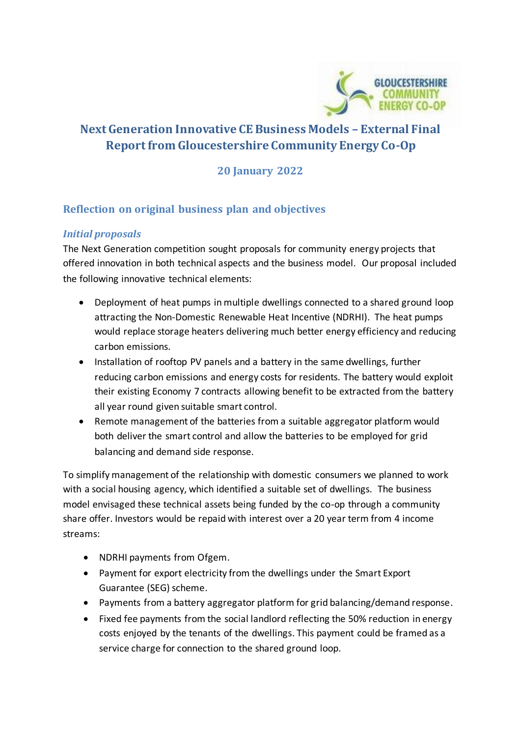# Next Generation Innovative CE Business Models – External Final Report from Gloucestershire Community Energy Co-Op

### 20 January 2022

## Reflection on original business plan and objectives

### *Initial proposals*

The Next Generation competition sought proposals for community energy projects that offered innovation in both technical aspects and the business model. Our proposal included the following innovative technical elements:

- Deployment of heat pumps in multiple dwellings connected to a shared ground loop attracting the Non-Domestic Renewable Heat Incentive (NDRHI). The heat pumps would replace storage heaters delivering much better energy efficiency and reducing carbon emissions.
- Installation of rooftop PV panels and a battery in the same dwellings, further reducing carbon emissions and energy costs for residents. The battery would exploit their existing Economy 7 contracts allowing benefit to be extracted from the battery all year round given suitable smart control.
- Remote management of the batteries from a suitable aggregator platform would both deliver the smart control and allow the batteries to be employed for grid balancing and demand side response.

To simplify management of the relationship with domestic consumers we planned to work with a social housing agency, which identified a suitable set of dwellings. The business model envisaged these technical assets being funded by the co-op through a community share offer. Investors would be repaid with interest over a 20 year term from 4 income streams:

- NDRHI payments from Ofgem.
- Payment for export electricity from the dwellings under the Smart Export Guarantee (SEG) scheme.
- Payments from a battery aggregator platform for grid balancing/demand response.
- Fixed fee payments from the social landlord reflecting the 50% reduction in energy costs enjoyed by the tenants of the dwellings. This payment could be framed as a service charge for connection to the shared ground loop.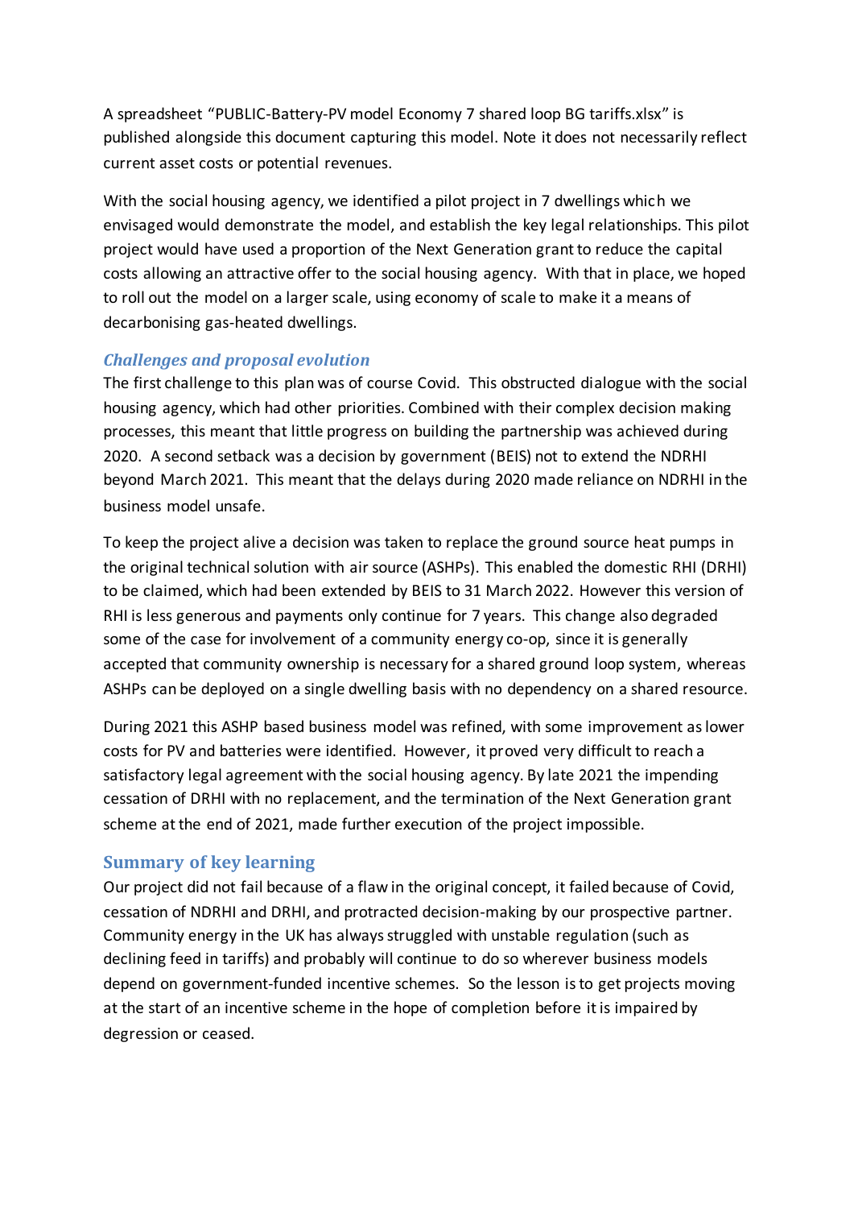A spreadsheet "PUBLIC-Battery-PV model Economy 7 shared loop BG tariffs.xlsx" is published alongside this document capturing this model. Note it does not necessarily reflect current asset costs or potential revenues.

With the social housing agency, we identified a pilot project in 7 dwellings which we envisaged would demonstrate the model, and establish the key legal relationships. This pilot project would have used a proportion of the Next Generation grant to reduce the capital costs allowing an attractive offer to the social housing agency. With that in place, we hoped to roll out the model on a larger scale, using economy of scale to make it a means of decarbonising gas-heated dwellings.

### *Challenges and proposal evolution*

The first challenge to this plan was of course Covid. This obstructed dialogue with the social housing agency, which had other priorities. Combined with their complex decision making processes, this meant that little progress on building the partnership was achieved during 2020. A second setback was a decision by government (BEIS) not to extend the NDRHI beyond March 2021. This meant that the delays during 2020 made reliance on NDRHI in the business model unsafe.

To keep the project alive a decision was taken to replace the ground source heat pumps in the original technical solution with air source (ASHPs). This enabled the domestic RHI (DRHI) to be claimed, which had been extended by BEIS to 31 March 2022. However this version of RHI is less generous and payments only continue for 7 years. This change also degraded some of the case for involvement of a community energy co-op, since it is generally accepted that community ownership is necessary for a shared ground loop system, whereas ASHPs can be deployed on a single dwelling basis with no dependency on a shared resource.

During 2021 this ASHP based business model was refined, with some improvement as lower costs for PV and batteries were identified. However, it proved very difficult to reach a satisfactory legal agreement with the social housing agency. By late 2021 the impending cessation of DRHI with no replacement, and the termination of the Next Generation grant scheme at the end of 2021, made further execution of the project impossible.

## Summary of key learning

Our project did not fail because of a flaw in the original concept, it failed because of Covid, cessation of NDRHI and DRHI, and protracted decision-making by our prospective partner. Community energy in the UK has always struggled with unstable regulation (such as declining feed in tariffs) and probably will continue to do so wherever business models depend on government-funded incentive schemes. So the lesson is to get projects moving at the start of an incentive scheme in the hope of completion before it is impaired by degression or ceased.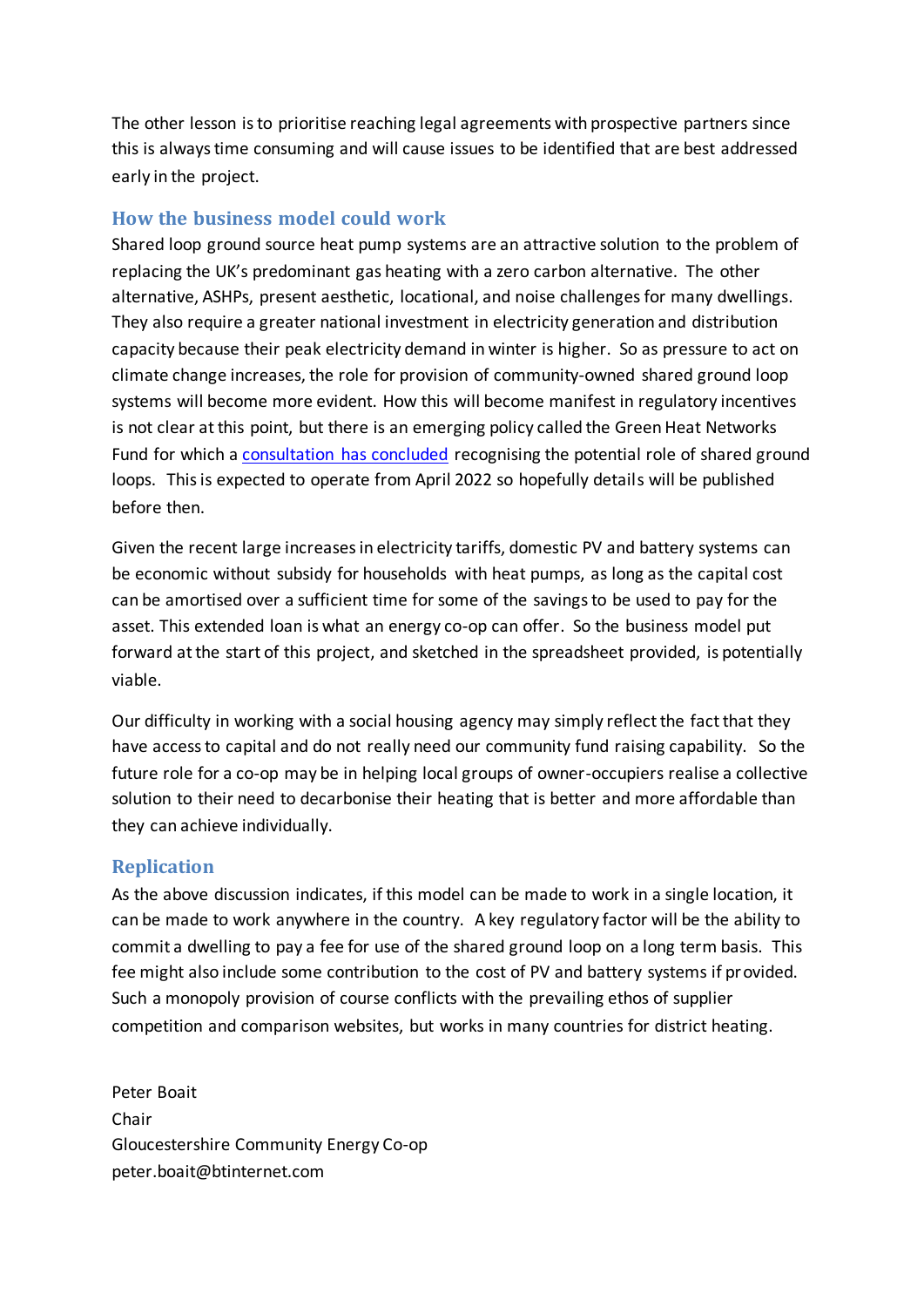The other lesson is to prioritise reaching legal agreements with prospective partners since this is always time consuming and will cause issues to be identified that are best addressed early in the project.

## How the business model could work

Shared loop ground source heat pump systems are an attractive solution to the problem of replacing the UK's predominant gas heating with a zero carbon alternative. The other alternative, ASHPs, present aesthetic, locational, and noise challenges for many dwellings. They also require a greater national investment in electricity generation and distribution capacity because their peak electricity demand in winter is higher. So as pressure to act on climate change increases, the role for provision of community-owned shared ground loop systems will become more evident. How this will become manifest in regulatory incentives is not clear at this point, but there is an emerging policy called the Green Heat Networks Fund for which a consultation has concluded recognising the potential role of shared ground loops. This is expected to operate from April 2022 so hopefully details will be published before then.

Given the recent large increases in electricity tariffs, domestic PV and battery systems can be economic without subsidy for households with heat pumps, as long as the capital cost can be amortised over a sufficient time for some of the savings to be used to pay for the asset. This extended loan is what an energy co-op can offer. So the business model put forward at the start of this project, and sketched in the spreadsheet provided, is potentially viable.

Our difficulty in working with a social housing agency may simply reflect the fact that they have access to capital and do not really need our community fund raising capability. So the future role for a co-op may be in helping local groups of owner-occupiers realise a collective solution to their need to decarbonise their heating that is better and more affordable than they can achieve individually.

## Replication

As the above discussion indicates, if this model can be made to work in a single location, it can be made to work anywhere in the country. A key regulatory factor will be the ability to commit a dwelling to pay a fee for use of the shared ground loop on a long term basis. This fee might also include some contribution to the cost of PV and battery systems if provided. Such a monopoly provision of course conflicts with the prevailing ethos of supplier competition and comparison websites, but works in many countries for district heating.

Peter Boait
Chair
Gloucestershire Community Energy Co-op
peter.boait@btinternet.com